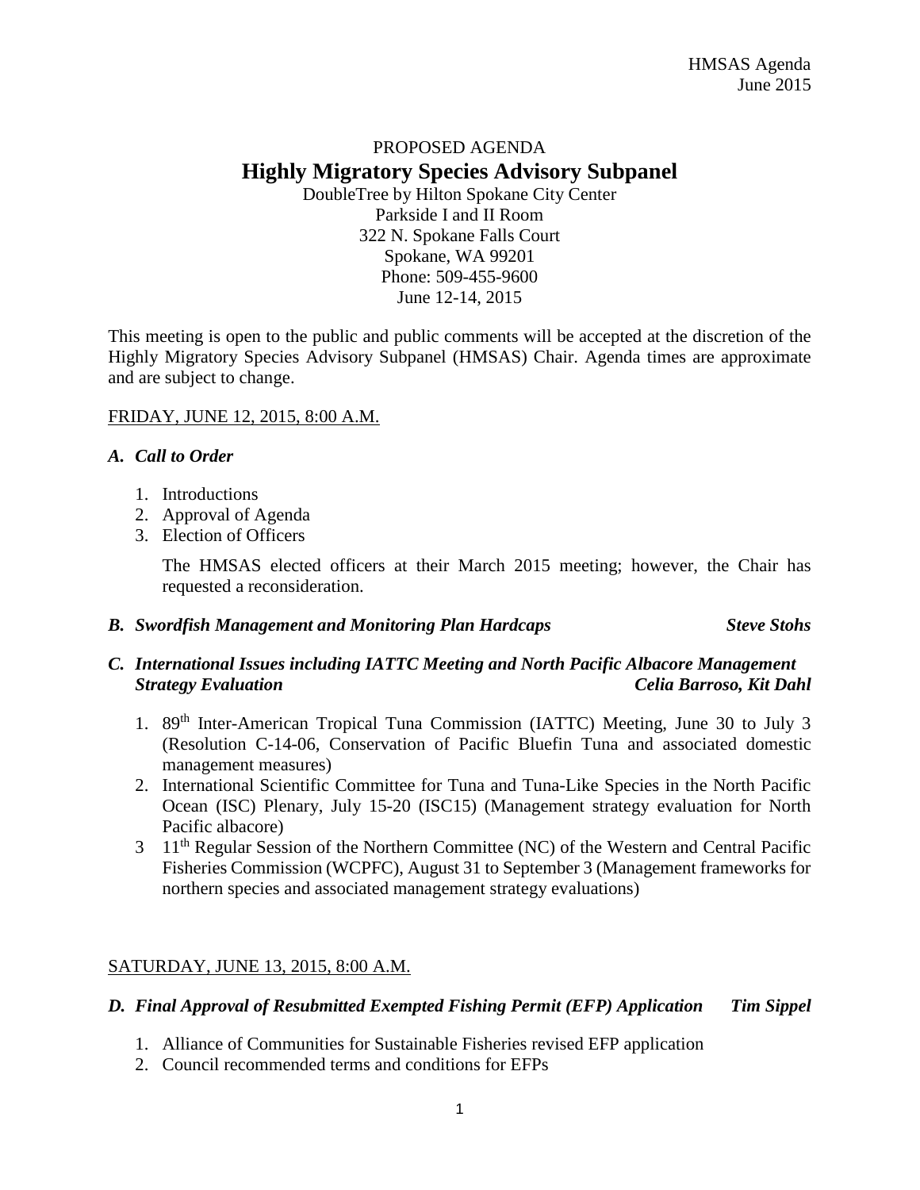PROPOSED AGENDA

# Highly Migratory Species Advisory Subpanel

DoubleTree by Hilton Spokane City Center
Parkside I and II Room
322 N. Spokane Falls Court
Spokane, WA 99201
Phone: 509-455-9600
June 12-14, 2015

This meeting is open to the public and public comments will be accepted at the discretion of the Highly Migratory Species Advisory Subpanel (HMSAS) Chair. Agenda times are approximate and are subject to change.

FRIDAY, JUNE 12, 2015, 8:00 A.M.

***A. Call to Order***

1. Introductions
2. Approval of Agenda
3. Election of Officers

   The HMSAS elected officers at their March 2015 meeting; however, the Chair has requested a reconsideration.

***B. Swordfish Management and Monitoring Plan Hardcaps*** — ***Steve Stohs***

***C. International Issues including IATTC Meeting and North Pacific Albacore Management Strategy Evaluation*** — ***Celia Barroso, Kit Dahl***

1. 89th Inter-American Tropical Tuna Commission (IATTC) Meeting, June 30 to July 3 (Resolution C-14-06, Conservation of Pacific Bluefin Tuna and associated domestic management measures)
2. International Scientific Committee for Tuna and Tuna-Like Species in the North Pacific Ocean (ISC) Plenary, July 15-20 (ISC15) (Management strategy evaluation for North Pacific albacore)
3. 11th Regular Session of the Northern Committee (NC) of the Western and Central Pacific Fisheries Commission (WCPFC), August 31 to September 3 (Management frameworks for northern species and associated management strategy evaluations)

SATURDAY, JUNE 13, 2015, 8:00 A.M.

***D. Final Approval of Resubmitted Exempted Fishing Permit (EFP) Application*** — ***Tim Sippel***

1. Alliance of Communities for Sustainable Fisheries revised EFP application
2. Council recommended terms and conditions for EFPs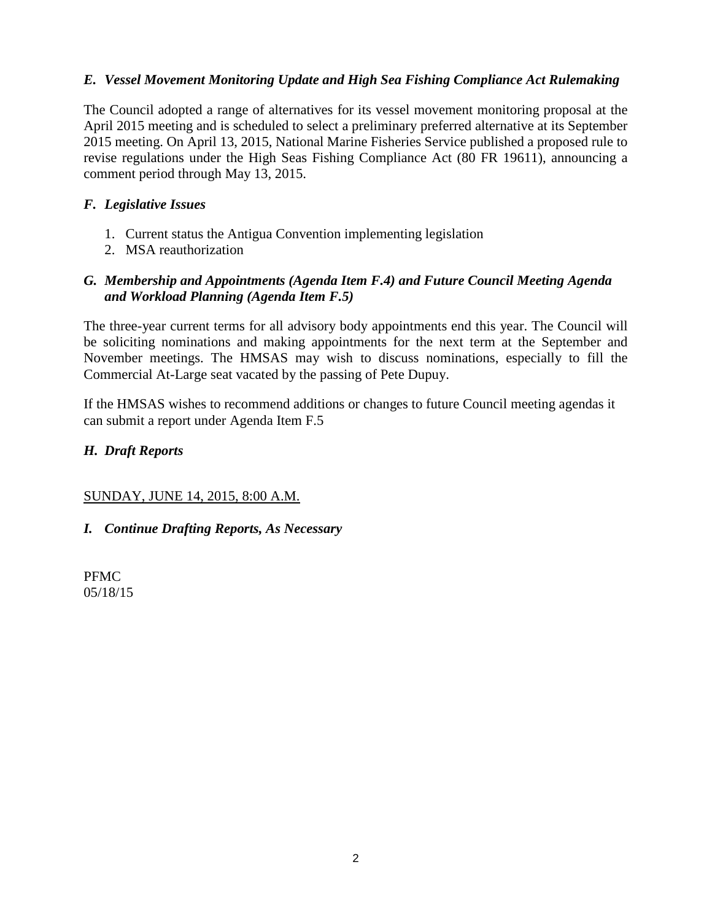### *E. Vessel Movement Monitoring Update and High Sea Fishing Compliance Act Rulemaking*

The Council adopted a range of alternatives for its vessel movement monitoring proposal at the April 2015 meeting and is scheduled to select a preliminary preferred alternative at its September 2015 meeting. On April 13, 2015, National Marine Fisheries Service published a proposed rule to revise regulations under the High Seas Fishing Compliance Act (80 FR 19611), announcing a comment period through May 13, 2015.

### *F. Legislative Issues*

1. Current status the Antigua Convention implementing legislation
2. MSA reauthorization

### *G. Membership and Appointments (Agenda Item F.4) and Future Council Meeting Agenda and Workload Planning (Agenda Item F.5)*

The three-year current terms for all advisory body appointments end this year. The Council will be soliciting nominations and making appointments for the next term at the September and November meetings. The HMSAS may wish to discuss nominations, especially to fill the Commercial At-Large seat vacated by the passing of Pete Dupuy.

If the HMSAS wishes to recommend additions or changes to future Council meeting agendas it can submit a report under Agenda Item F.5

### *H. Draft Reports*

<u>SUNDAY, JUNE 14, 2015, 8:00 A.M.</u>

### *I. Continue Drafting Reports, As Necessary*

PFMC
05/18/15